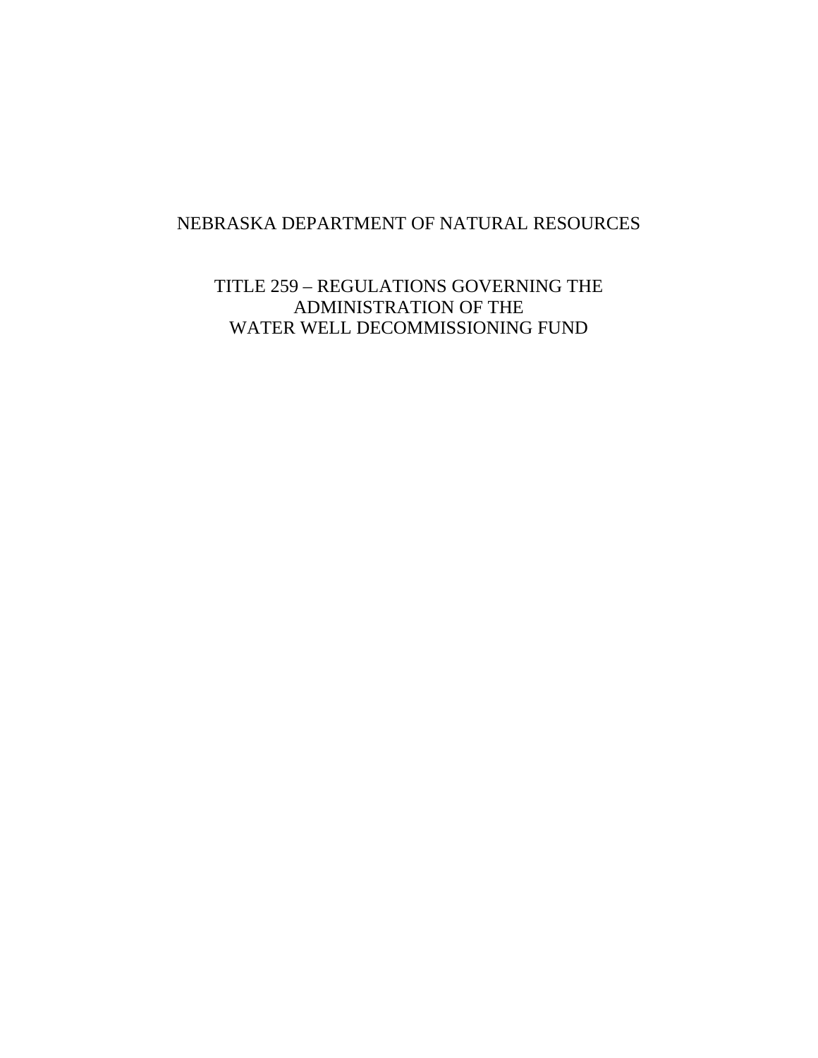# NEBRASKA DEPARTMENT OF NATURAL RESOURCES

## TITLE 259 – REGULATIONS GOVERNING THE ADMINISTRATION OF THE WATER WELL DECOMMISSIONING FUND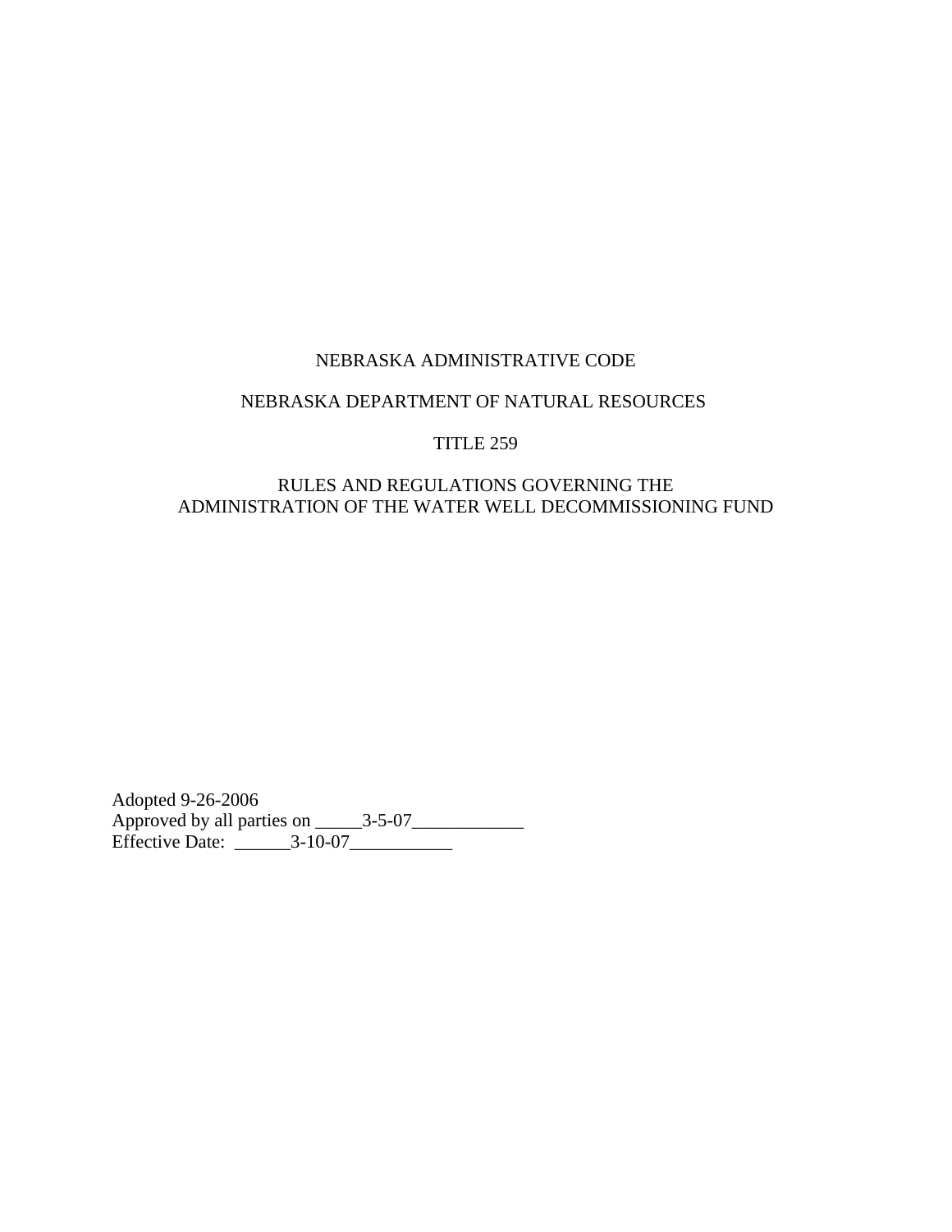NEBRASKA ADMINISTRATIVE CODE

NEBRASKA DEPARTMENT OF NATURAL RESOURCES

TITLE 259

RULES AND REGULATIONS GOVERNING THE
ADMINISTRATION OF THE WATER WELL DECOMMISSIONING FUND

Adopted 9-26-2006
Approved by all parties on _____3-5-07____________
Effective Date: ______3-10-07___________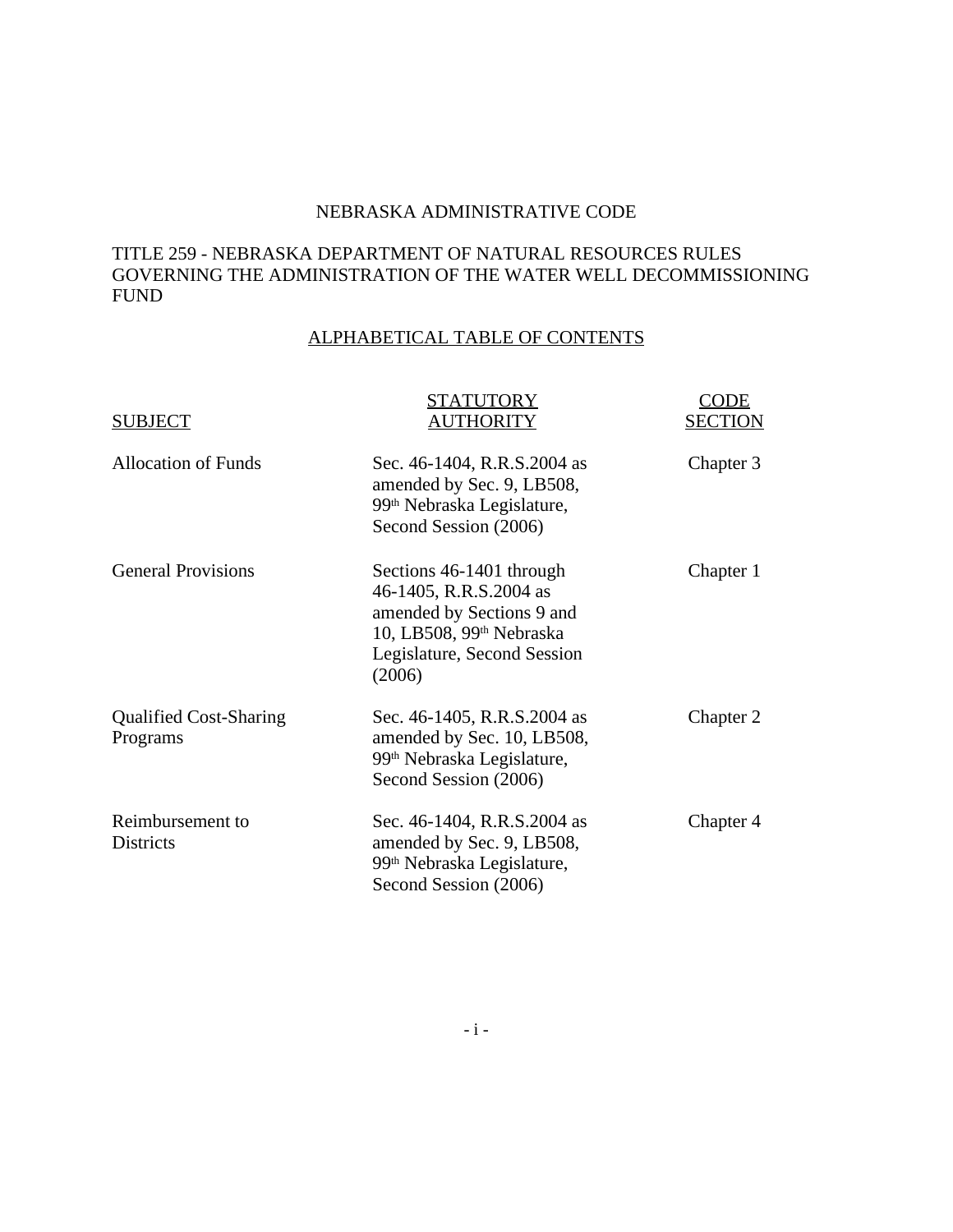NEBRASKA ADMINISTRATIVE CODE

TITLE 259 - NEBRASKA DEPARTMENT OF NATURAL RESOURCES RULES GOVERNING THE ADMINISTRATION OF THE WATER WELL DECOMMISSIONING FUND

ALPHABETICAL TABLE OF CONTENTS

| SUBJECT | STATUTORY AUTHORITY | CODE SECTION |
| --- | --- | --- |
| Allocation of Funds | Sec. 46-1404, R.R.S.2004 as amended by Sec. 9, LB508, 99th Nebraska Legislature, Second Session (2006) | Chapter 3 |
| General Provisions | Sections 46-1401 through 46-1405, R.R.S.2004 as amended by Sections 9 and 10, LB508, 99th Nebraska Legislature, Second Session (2006) | Chapter 1 |
| Qualified Cost-Sharing Programs | Sec. 46-1405, R.R.S.2004 as amended by Sec. 10, LB508, 99th Nebraska Legislature, Second Session (2006) | Chapter 2 |
| Reimbursement to Districts | Sec. 46-1404, R.R.S.2004 as amended by Sec. 9, LB508, 99th Nebraska Legislature, Second Session (2006) | Chapter 4 |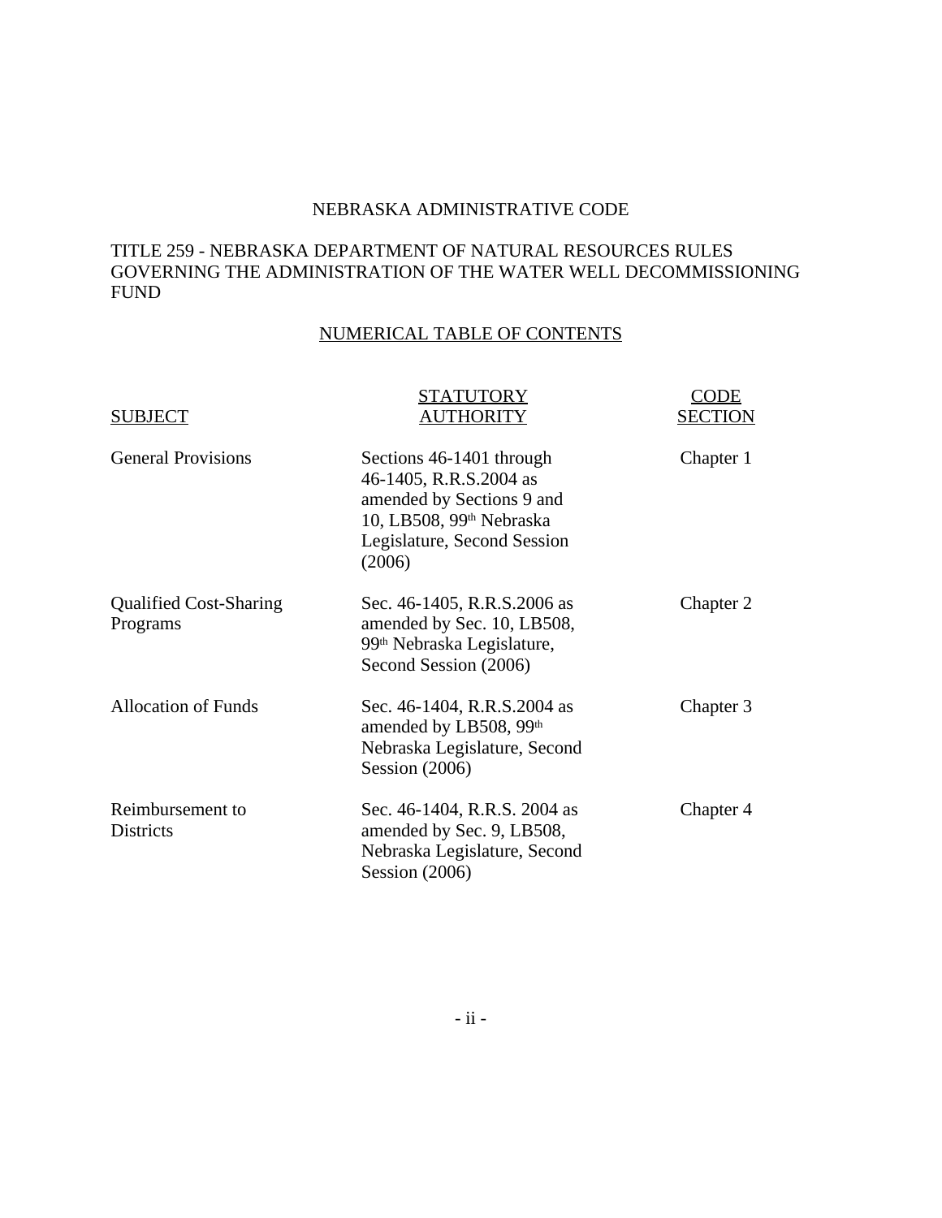NEBRASKA ADMINISTRATIVE CODE

TITLE 259 - NEBRASKA DEPARTMENT OF NATURAL RESOURCES RULES GOVERNING THE ADMINISTRATION OF THE WATER WELL DECOMMISSIONING FUND

NUMERICAL TABLE OF CONTENTS

| SUBJECT | STATUTORY AUTHORITY | CODE SECTION |
|---|---|---|
| General Provisions | Sections 46-1401 through 46-1405, R.R.S.2004 as amended by Sections 9 and 10, LB508, 99th Nebraska Legislature, Second Session (2006) | Chapter 1 |
| Qualified Cost-Sharing Programs | Sec. 46-1405, R.R.S.2006 as amended by Sec. 10, LB508, 99th Nebraska Legislature, Second Session (2006) | Chapter 2 |
| Allocation of Funds | Sec. 46-1404, R.R.S.2004 as amended by LB508, 99th Nebraska Legislature, Second Session (2006) | Chapter 3 |
| Reimbursement to Districts | Sec. 46-1404, R.R.S. 2004 as amended by Sec. 9, LB508, Nebraska Legislature, Second Session (2006) | Chapter 4 |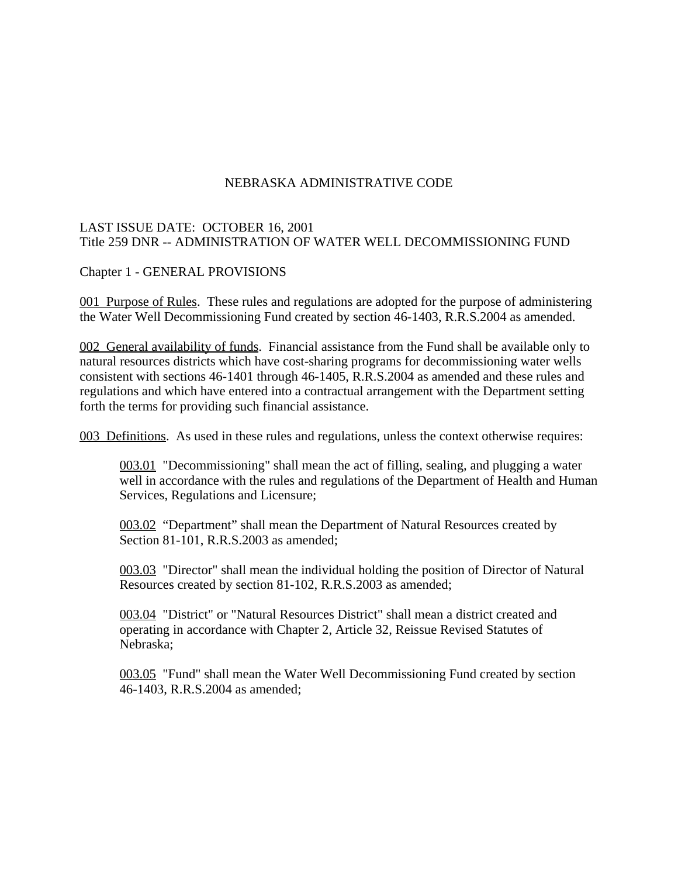NEBRASKA ADMINISTRATIVE CODE

LAST ISSUE DATE: OCTOBER 16, 2001
Title 259 DNR -- ADMINISTRATION OF WATER WELL DECOMMISSIONING FUND

Chapter 1 - GENERAL PROVISIONS

001 Purpose of Rules. These rules and regulations are adopted for the purpose of administering the Water Well Decommissioning Fund created by section 46-1403, R.R.S.2004 as amended.

002 General availability of funds. Financial assistance from the Fund shall be available only to natural resources districts which have cost-sharing programs for decommissioning water wells consistent with sections 46-1401 through 46-1405, R.R.S.2004 as amended and these rules and regulations and which have entered into a contractual arrangement with the Department setting forth the terms for providing such financial assistance.

003 Definitions. As used in these rules and regulations, unless the context otherwise requires:

003.01 "Decommissioning" shall mean the act of filling, sealing, and plugging a water well in accordance with the rules and regulations of the Department of Health and Human Services, Regulations and Licensure;

003.02 "Department" shall mean the Department of Natural Resources created by Section 81-101, R.R.S.2003 as amended;

003.03 "Director" shall mean the individual holding the position of Director of Natural Resources created by section 81-102, R.R.S.2003 as amended;

003.04 "District" or "Natural Resources District" shall mean a district created and operating in accordance with Chapter 2, Article 32, Reissue Revised Statutes of Nebraska;

003.05 "Fund" shall mean the Water Well Decommissioning Fund created by section 46-1403, R.R.S.2004 as amended;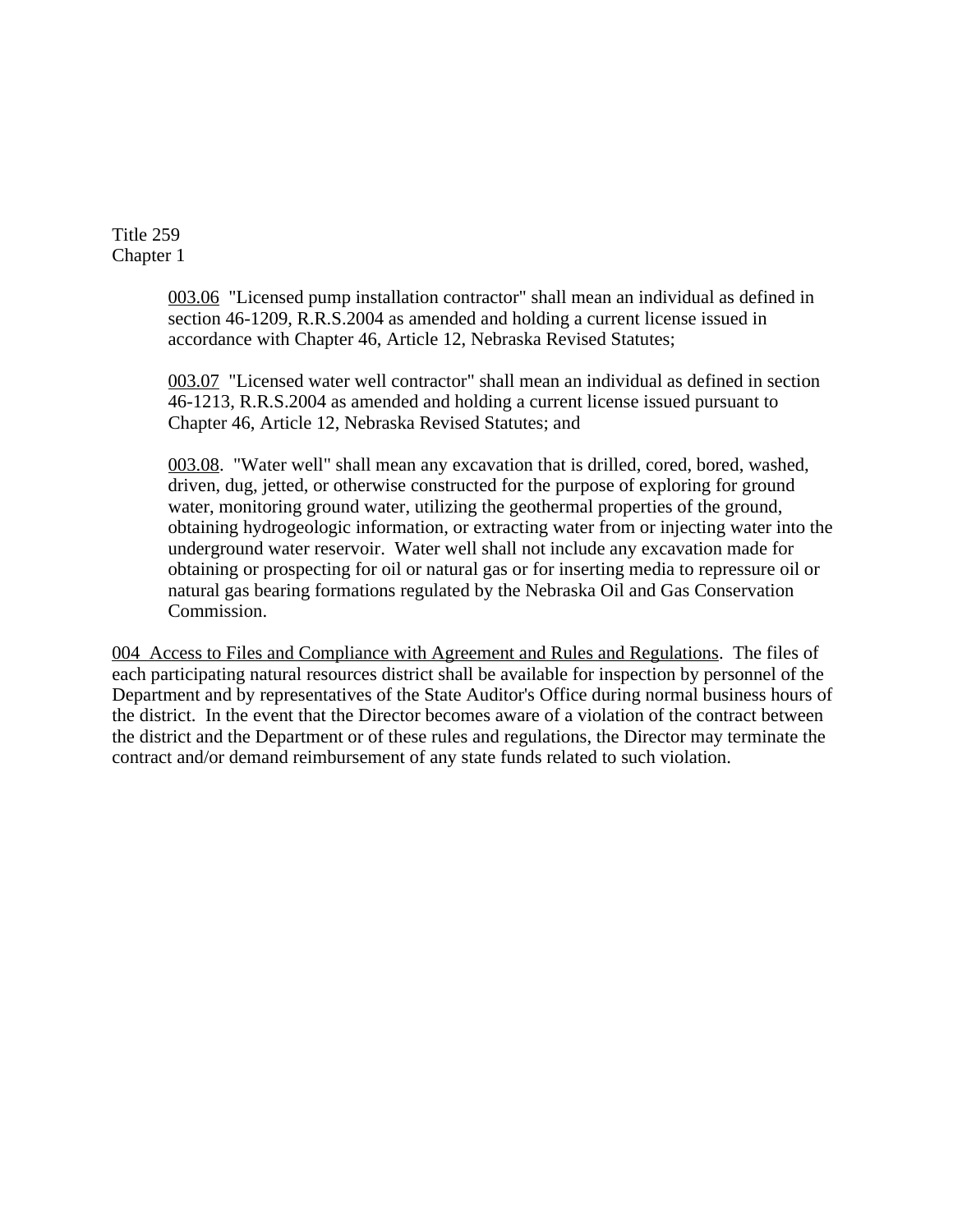003.06 "Licensed pump installation contractor" shall mean an individual as defined in section 46-1209, R.R.S.2004 as amended and holding a current license issued in accordance with Chapter 46, Article 12, Nebraska Revised Statutes;

003.07 "Licensed water well contractor" shall mean an individual as defined in section 46-1213, R.R.S.2004 as amended and holding a current license issued pursuant to Chapter 46, Article 12, Nebraska Revised Statutes; and

003.08. "Water well" shall mean any excavation that is drilled, cored, bored, washed, driven, dug, jetted, or otherwise constructed for the purpose of exploring for ground water, monitoring ground water, utilizing the geothermal properties of the ground, obtaining hydrogeologic information, or extracting water from or injecting water into the underground water reservoir. Water well shall not include any excavation made for obtaining or prospecting for oil or natural gas or for inserting media to repressure oil or natural gas bearing formations regulated by the Nebraska Oil and Gas Conservation Commission.

004 Access to Files and Compliance with Agreement and Rules and Regulations. The files of each participating natural resources district shall be available for inspection by personnel of the Department and by representatives of the State Auditor's Office during normal business hours of the district. In the event that the Director becomes aware of a violation of the contract between the district and the Department or of these rules and regulations, the Director may terminate the contract and/or demand reimbursement of any state funds related to such violation.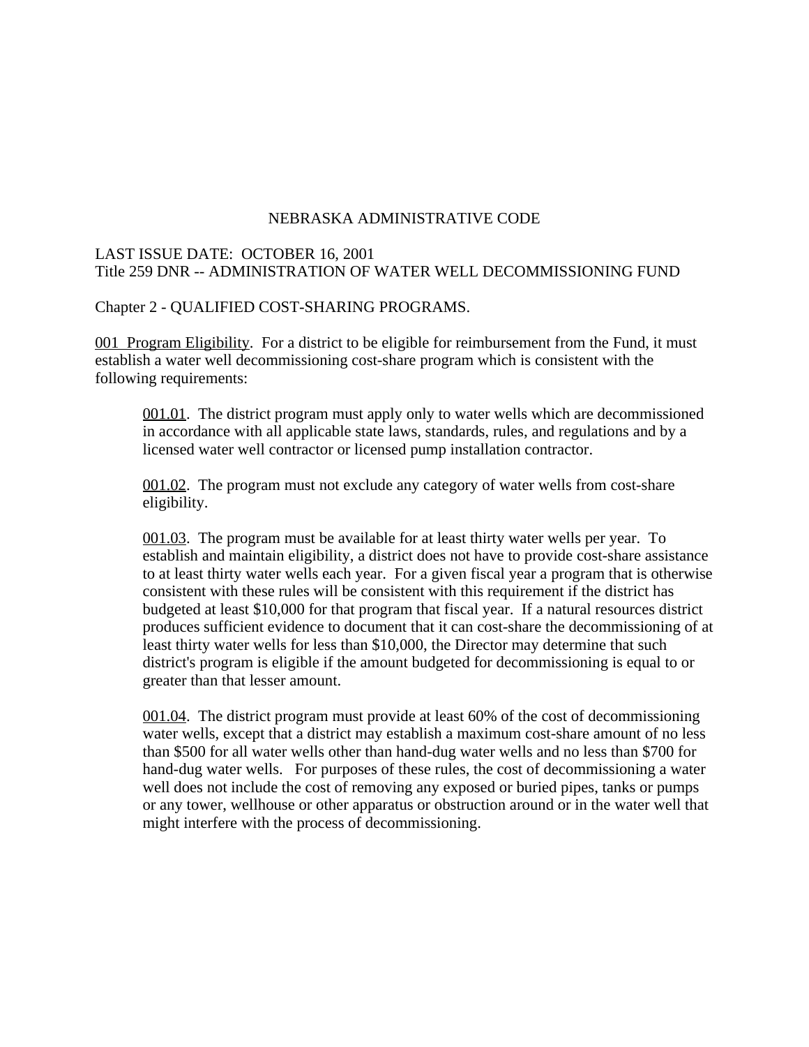NEBRASKA ADMINISTRATIVE CODE

LAST ISSUE DATE: OCTOBER 16, 2001
Title 259 DNR -- ADMINISTRATION OF WATER WELL DECOMMISSIONING FUND

Chapter 2 - QUALIFIED COST-SHARING PROGRAMS.

001 Program Eligibility. For a district to be eligible for reimbursement from the Fund, it must establish a water well decommissioning cost-share program which is consistent with the following requirements:

> 001.01. The district program must apply only to water wells which are decommissioned in accordance with all applicable state laws, standards, rules, and regulations and by a licensed water well contractor or licensed pump installation contractor.
>
> 001.02. The program must not exclude any category of water wells from cost-share eligibility.
>
> 001.03. The program must be available for at least thirty water wells per year. To establish and maintain eligibility, a district does not have to provide cost-share assistance to at least thirty water wells each year. For a given fiscal year a program that is otherwise consistent with these rules will be consistent with this requirement if the district has budgeted at least $10,000 for that program that fiscal year. If a natural resources district produces sufficient evidence to document that it can cost-share the decommissioning of at least thirty water wells for less than $10,000, the Director may determine that such district's program is eligible if the amount budgeted for decommissioning is equal to or greater than that lesser amount.
>
> 001.04. The district program must provide at least 60% of the cost of decommissioning water wells, except that a district may establish a maximum cost-share amount of no less than $500 for all water wells other than hand-dug water wells and no less than $700 for hand-dug water wells. For purposes of these rules, the cost of decommissioning a water well does not include the cost of removing any exposed or buried pipes, tanks or pumps or any tower, wellhouse or other apparatus or obstruction around or in the water well that might interfere with the process of decommissioning.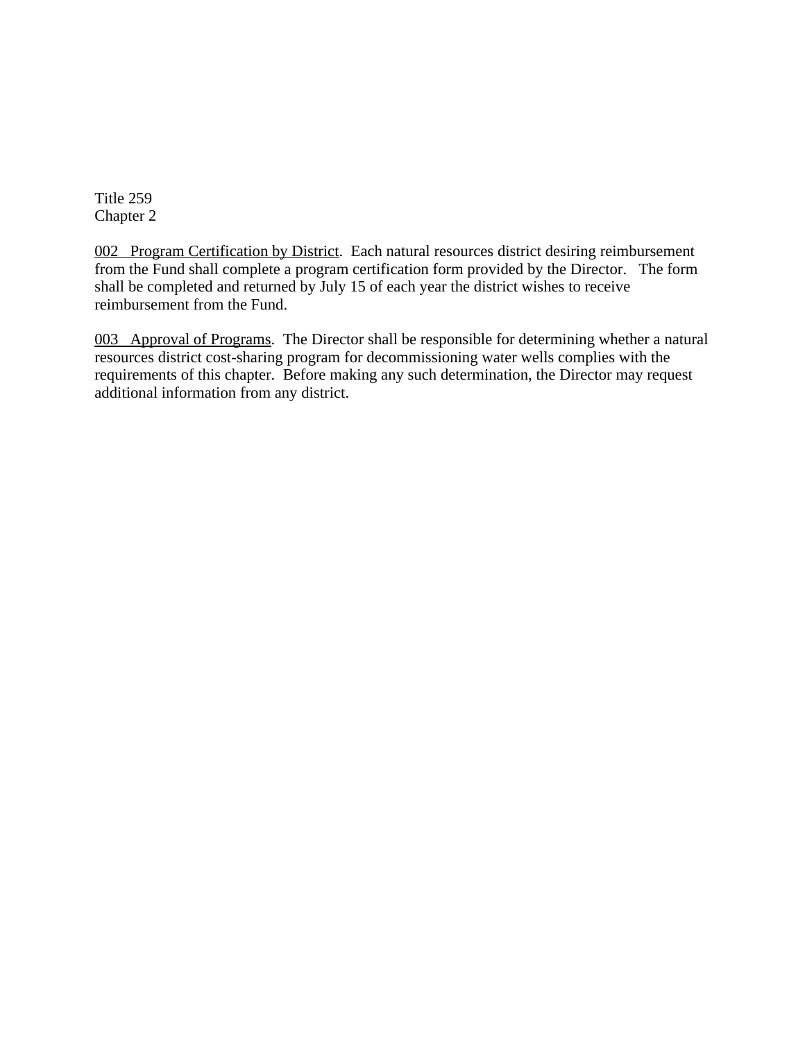Title 259
Chapter 2

<u>002 Program Certification by District</u>. Each natural resources district desiring reimbursement from the Fund shall complete a program certification form provided by the Director. The form shall be completed and returned by July 15 of each year the district wishes to receive reimbursement from the Fund.

<u>003 Approval of Programs</u>. The Director shall be responsible for determining whether a natural resources district cost-sharing program for decommissioning water wells complies with the requirements of this chapter. Before making any such determination, the Director may request additional information from any district.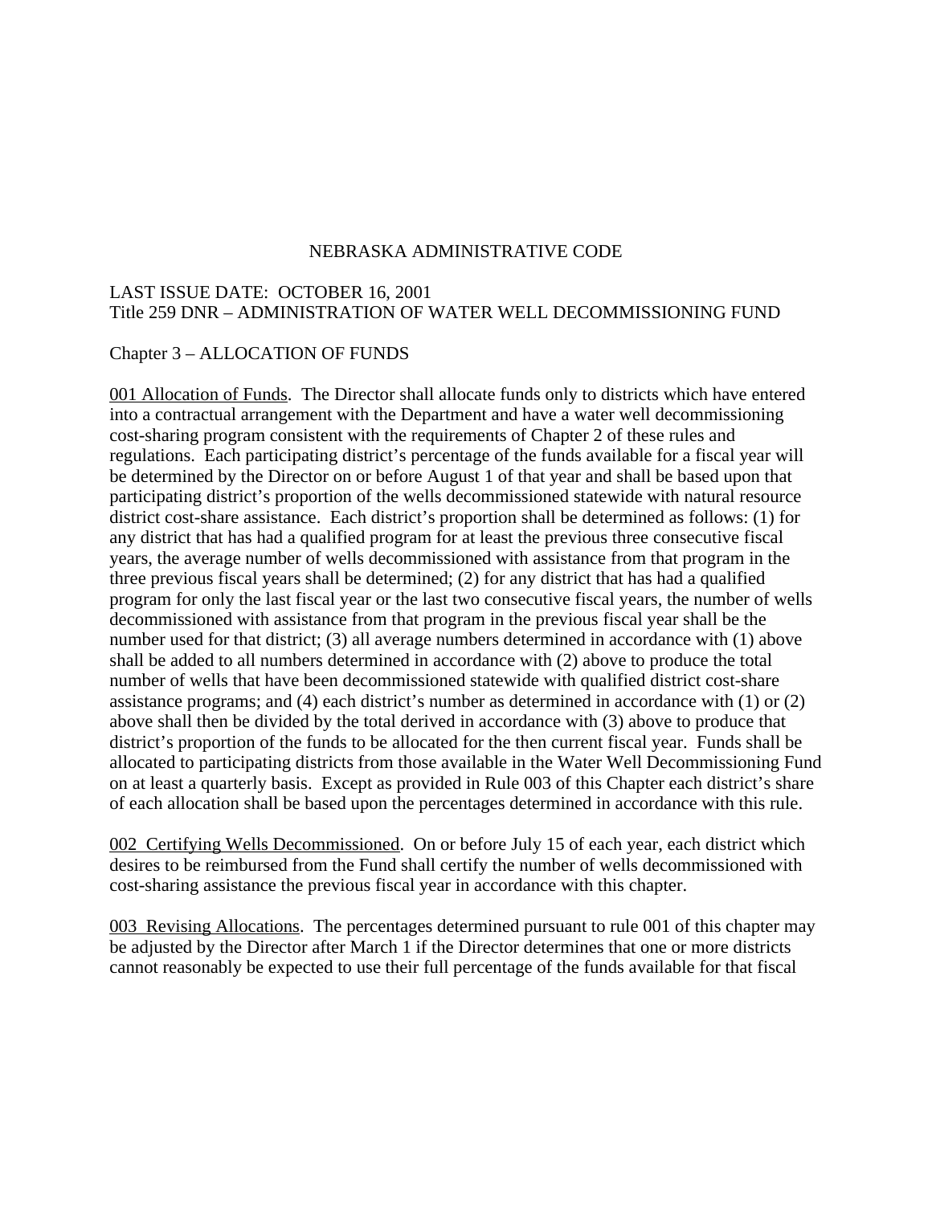NEBRASKA ADMINISTRATIVE CODE

LAST ISSUE DATE: OCTOBER 16, 2001
Title 259 DNR – ADMINISTRATION OF WATER WELL DECOMMISSIONING FUND

Chapter 3 – ALLOCATION OF FUNDS

001 Allocation of Funds. The Director shall allocate funds only to districts which have entered into a contractual arrangement with the Department and have a water well decommissioning cost-sharing program consistent with the requirements of Chapter 2 of these rules and regulations. Each participating district's percentage of the funds available for a fiscal year will be determined by the Director on or before August 1 of that year and shall be based upon that participating district's proportion of the wells decommissioned statewide with natural resource district cost-share assistance. Each district's proportion shall be determined as follows: (1) for any district that has had a qualified program for at least the previous three consecutive fiscal years, the average number of wells decommissioned with assistance from that program in the three previous fiscal years shall be determined; (2) for any district that has had a qualified program for only the last fiscal year or the last two consecutive fiscal years, the number of wells decommissioned with assistance from that program in the previous fiscal year shall be the number used for that district; (3) all average numbers determined in accordance with (1) above shall be added to all numbers determined in accordance with (2) above to produce the total number of wells that have been decommissioned statewide with qualified district cost-share assistance programs; and (4) each district's number as determined in accordance with (1) or (2) above shall then be divided by the total derived in accordance with (3) above to produce that district's proportion of the funds to be allocated for the then current fiscal year. Funds shall be allocated to participating districts from those available in the Water Well Decommissioning Fund on at least a quarterly basis. Except as provided in Rule 003 of this Chapter each district's share of each allocation shall be based upon the percentages determined in accordance with this rule.

002 Certifying Wells Decommissioned. On or before July 15 of each year, each district which desires to be reimbursed from the Fund shall certify the number of wells decommissioned with cost-sharing assistance the previous fiscal year in accordance with this chapter.

003 Revising Allocations. The percentages determined pursuant to rule 001 of this chapter may be adjusted by the Director after March 1 if the Director determines that one or more districts cannot reasonably be expected to use their full percentage of the funds available for that fiscal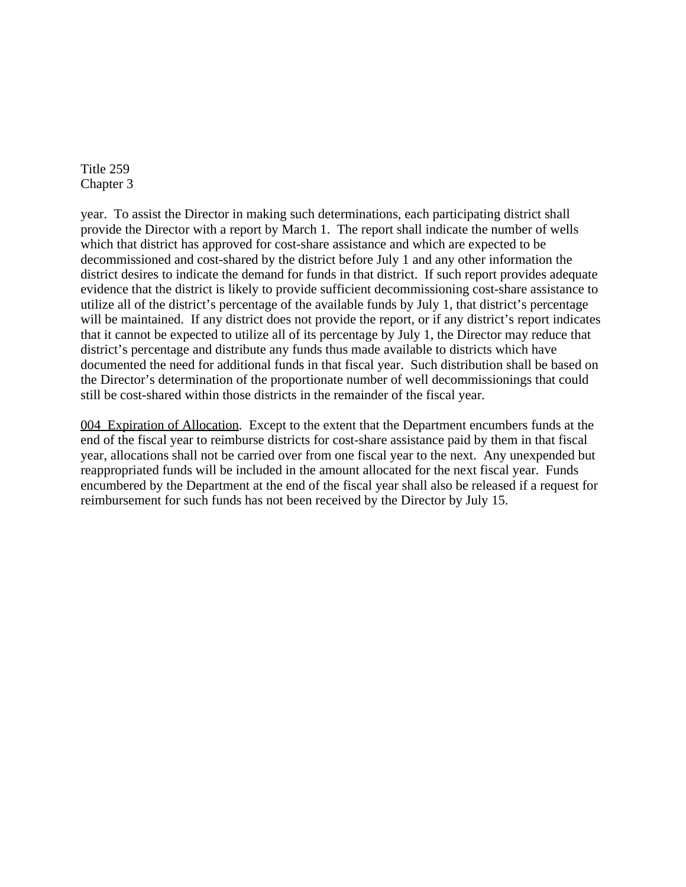year.  To assist the Director in making such determinations, each participating district shall provide the Director with a report by March 1.  The report shall indicate the number of wells which that district has approved for cost-share assistance and which are expected to be decommissioned and cost-shared by the district before July 1 and any other information the district desires to indicate the demand for funds in that district.  If such report provides adequate evidence that the district is likely to provide sufficient decommissioning cost-share assistance to utilize all of the district's percentage of the available funds by July 1, that district's percentage will be maintained.  If any district does not provide the report, or if any district's report indicates that it cannot be expected to utilize all of its percentage by July 1, the Director may reduce that district's percentage and distribute any funds thus made available to districts which have documented the need for additional funds in that fiscal year.  Such distribution shall be based on the Director's determination of the proportionate number of well decommissionings that could still be cost-shared within those districts in the remainder of the fiscal year.

<u>004  Expiration of Allocation</u>.  Except to the extent that the Department encumbers funds at the end of the fiscal year to reimburse districts for cost-share assistance paid by them in that fiscal year, allocations shall not be carried over from one fiscal year to the next.  Any unexpended but reappropriated funds will be included in the amount allocated for the next fiscal year.  Funds encumbered by the Department at the end of the fiscal year shall also be released if a request for reimbursement for such funds has not been received by the Director by July 15.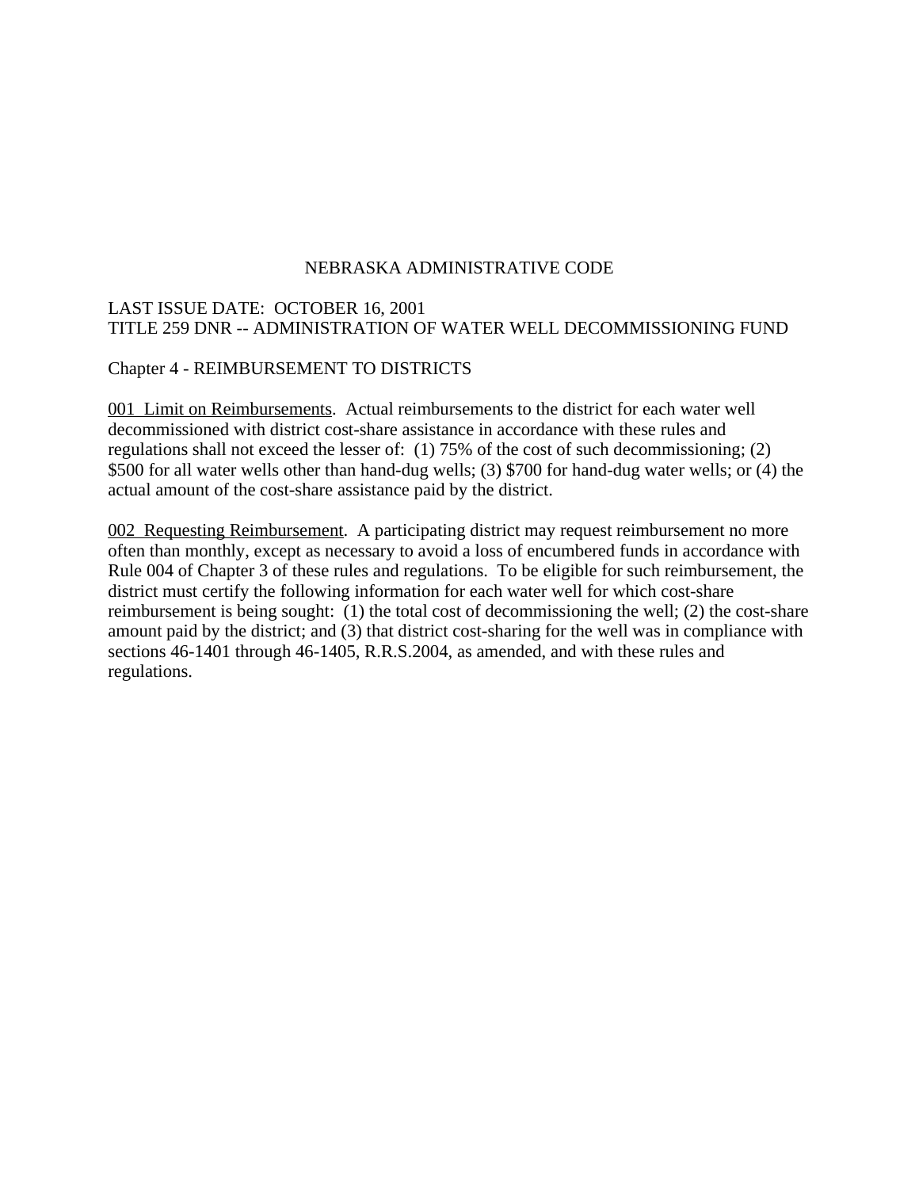NEBRASKA ADMINISTRATIVE CODE

LAST ISSUE DATE: OCTOBER 16, 2001
TITLE 259 DNR -- ADMINISTRATION OF WATER WELL DECOMMISSIONING FUND

Chapter 4 - REIMBURSEMENT TO DISTRICTS

001 Limit on Reimbursements. Actual reimbursements to the district for each water well decommissioned with district cost-share assistance in accordance with these rules and regulations shall not exceed the lesser of: (1) 75% of the cost of such decommissioning; (2) $500 for all water wells other than hand-dug wells; (3) $700 for hand-dug water wells; or (4) the actual amount of the cost-share assistance paid by the district.

002 Requesting Reimbursement. A participating district may request reimbursement no more often than monthly, except as necessary to avoid a loss of encumbered funds in accordance with Rule 004 of Chapter 3 of these rules and regulations. To be eligible for such reimbursement, the district must certify the following information for each water well for which cost-share reimbursement is being sought: (1) the total cost of decommissioning the well; (2) the cost-share amount paid by the district; and (3) that district cost-sharing for the well was in compliance with sections 46-1401 through 46-1405, R.R.S.2004, as amended, and with these rules and regulations.